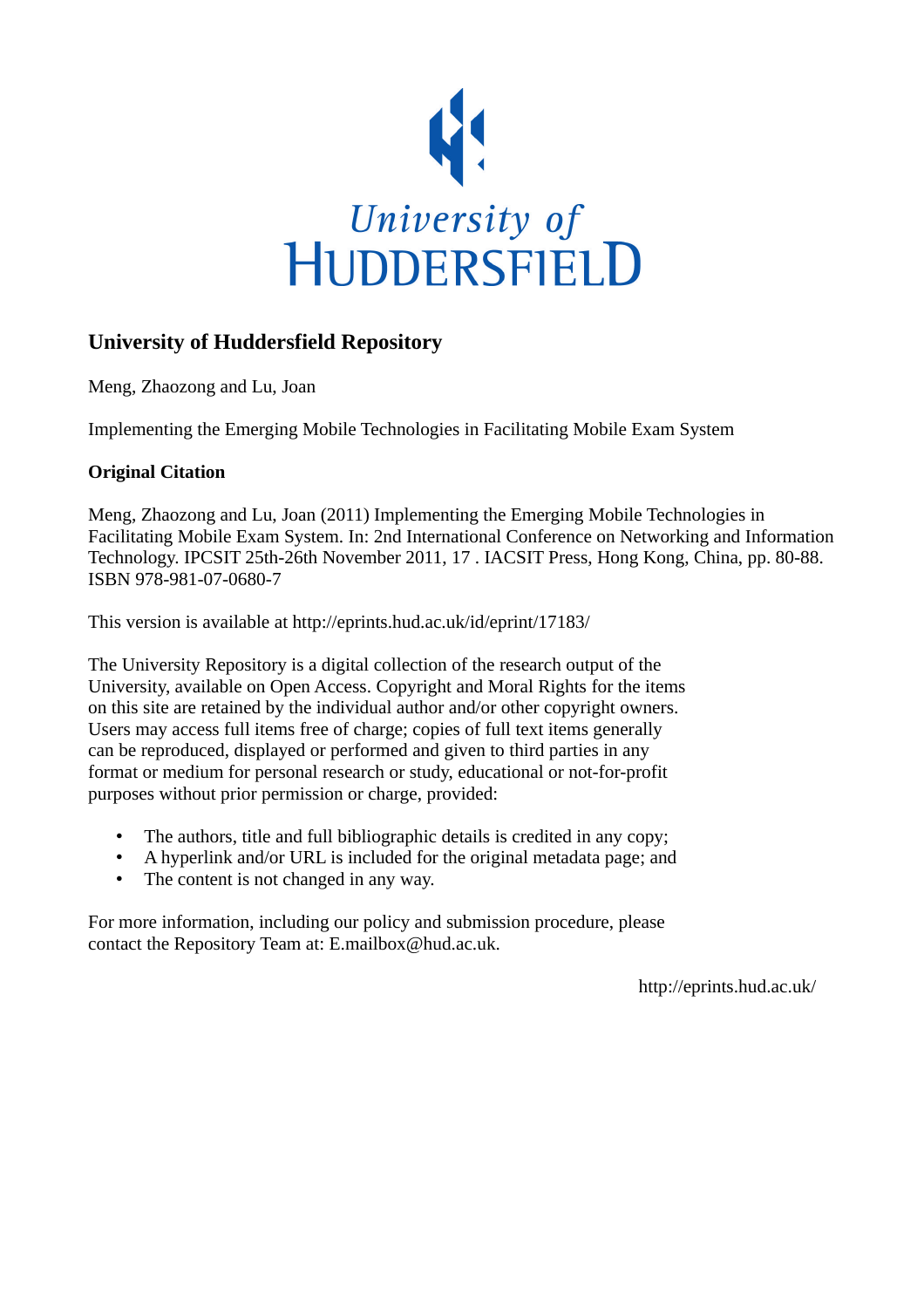University of
HUDDERSFIELD

## University of Huddersfield Repository

Meng, Zhaozong and Lu, Joan

Implementing the Emerging Mobile Technologies in Facilitating Mobile Exam System

### Original Citation

Meng, Zhaozong and Lu, Joan (2011) Implementing the Emerging Mobile Technologies in Facilitating Mobile Exam System. In: 2nd International Conference on Networking and Information Technology. IPCSIT 25th-26th November 2011, 17 . IACSIT Press, Hong Kong, China, pp. 80-88. ISBN 978-981-07-0680-7

This version is available at http://eprints.hud.ac.uk/id/eprint/17183/

The University Repository is a digital collection of the research output of the University, available on Open Access. Copyright and Moral Rights for the items on this site are retained by the individual author and/or other copyright owners. Users may access full items free of charge; copies of full text items generally can be reproduced, displayed or performed and given to third parties in any format or medium for personal research or study, educational or not-for-profit purposes without prior permission or charge, provided:

- The authors, title and full bibliographic details is credited in any copy;
- A hyperlink and/or URL is included for the original metadata page; and
- The content is not changed in any way.

For more information, including our policy and submission procedure, please contact the Repository Team at: E.mailbox@hud.ac.uk.

http://eprints.hud.ac.uk/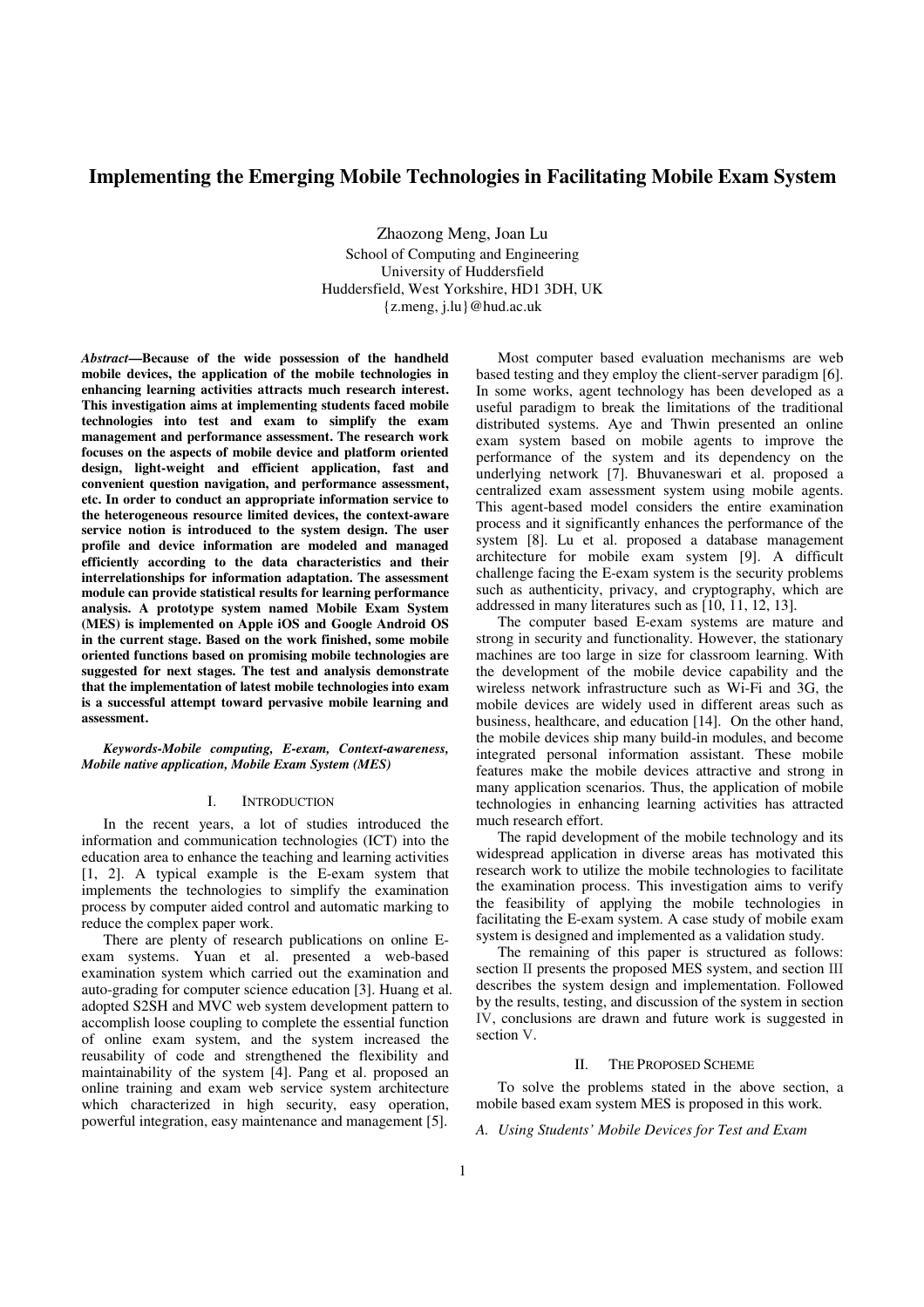# Implementing the Emerging Mobile Technologies in Facilitating Mobile Exam System

Zhaozong Meng, Joan Lu
School of Computing and Engineering
University of Huddersfield
Huddersfield, West Yorkshire, HD1 3DH, UK
{z.meng, j.lu}@hud.ac.uk

***Abstract*—Because of the wide possession of the handheld mobile devices, the application of the mobile technologies in enhancing learning activities attracts much research interest. This investigation aims at implementing students faced mobile technologies into test and exam to simplify the exam management and performance assessment. The research work focuses on the aspects of mobile device and platform oriented design, light-weight and efficient application, fast and convenient question navigation, and performance assessment, etc. In order to conduct an appropriate information service to the heterogeneous resource limited devices, the context-aware service notion is introduced to the system design. The user profile and device information are modeled and managed efficiently according to the data characteristics and their interrelationships for information adaptation. The assessment module can provide statistical results for learning performance analysis. A prototype system named Mobile Exam System (MES) is implemented on Apple iOS and Google Android OS in the current stage. Based on the work finished, some mobile oriented functions based on promising mobile technologies are suggested for next stages. The test and analysis demonstrate that the implementation of latest mobile technologies into exam is a successful attempt toward pervasive mobile learning and assessment.**

***Keywords-Mobile computing, E-exam, Context-awareness, Mobile native application, Mobile Exam System (MES)***

## I. INTRODUCTION

In the recent years, a lot of studies introduced the information and communication technologies (ICT) into the education area to enhance the teaching and learning activities [1, 2]. A typical example is the E-exam system that implements the technologies to simplify the examination process by computer aided control and automatic marking to reduce the complex paper work.

There are plenty of research publications on online E-exam systems. Yuan et al. presented a web-based examination system which carried out the examination and auto-grading for computer science education [3]. Huang et al. adopted S2SH and MVC web system development pattern to accomplish loose coupling to complete the essential function of online exam system, and the system increased the reusability of code and strengthened the flexibility and maintainability of the system [4]. Pang et al. proposed an online training and exam web service system architecture which characterized in high security, easy operation, powerful integration, easy maintenance and management [5].

Most computer based evaluation mechanisms are web based testing and they employ the client-server paradigm [6]. In some works, agent technology has been developed as a useful paradigm to break the limitations of the traditional distributed systems. Aye and Thwin presented an online exam system based on mobile agents to improve the performance of the system and its dependency on the underlying network [7]. Bhuvaneswari et al. proposed a centralized exam assessment system using mobile agents. This agent-based model considers the entire examination process and it significantly enhances the performance of the system [8]. Lu et al. proposed a database management architecture for mobile exam system [9]. A difficult challenge facing the E-exam system is the security problems such as authenticity, privacy, and cryptography, which are addressed in many literatures such as [10, 11, 12, 13].

The computer based E-exam systems are mature and strong in security and functionality. However, the stationary machines are too large in size for classroom learning. With the development of the mobile device capability and the wireless network infrastructure such as Wi-Fi and 3G, the mobile devices are widely used in different areas such as business, healthcare, and education [14]. On the other hand, the mobile devices ship many build-in modules, and become integrated personal information assistant. These mobile features make the mobile devices attractive and strong in many application scenarios. Thus, the application of mobile technologies in enhancing learning activities has attracted much research effort.

The rapid development of the mobile technology and its widespread application in diverse areas has motivated this research work to utilize the mobile technologies to facilitate the examination process. This investigation aims to verify the feasibility of applying the mobile technologies in facilitating the E-exam system. A case study of mobile exam system is designed and implemented as a validation study.

The remaining of this paper is structured as follows: section II presents the proposed MES system, and section III describes the system design and implementation. Followed by the results, testing, and discussion of the system in section IV, conclusions are drawn and future work is suggested in section V.

## II. THE PROPOSED SCHEME

To solve the problems stated in the above section, a mobile based exam system MES is proposed in this work.

### *A. Using Students' Mobile Devices for Test and Exam*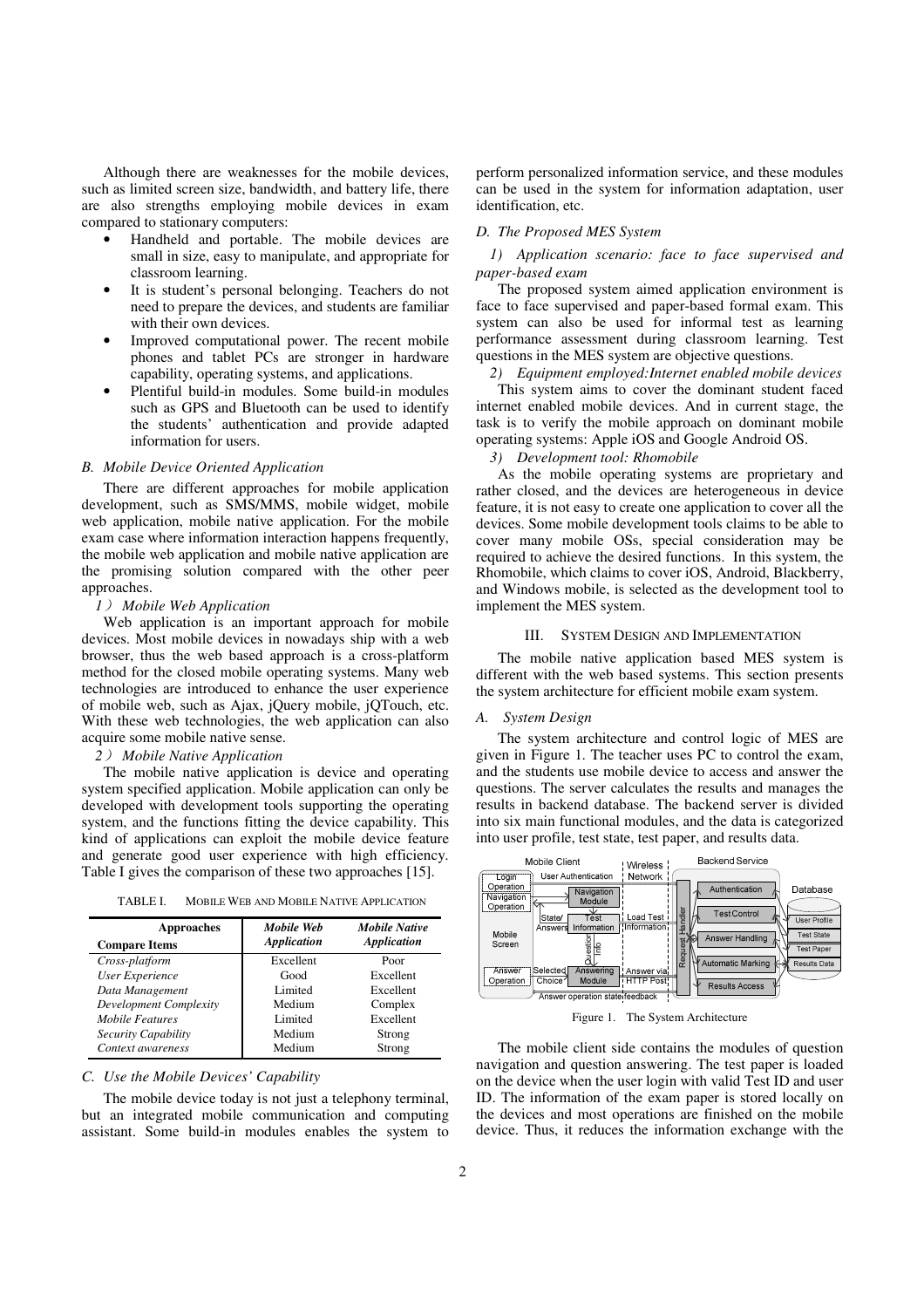Although there are weaknesses for the mobile devices, such as limited screen size, bandwidth, and battery life, there are also strengths employing mobile devices in exam compared to stationary computers:

- Handheld and portable. The mobile devices are small in size, easy to manipulate, and appropriate for classroom learning.
- It is student's personal belonging. Teachers do not need to prepare the devices, and students are familiar with their own devices.
- Improved computational power. The recent mobile phones and tablet PCs are stronger in hardware capability, operating systems, and applications.
- Plentiful build-in modules. Some build-in modules such as GPS and Bluetooth can be used to identify the students' authentication and provide adapted information for users.

### *B. Mobile Device Oriented Application*

There are different approaches for mobile application development, such as SMS/MMS, mobile widget, mobile web application, mobile native application. For the mobile exam case where information interaction happens frequently, the mobile web application and mobile native application are the promising solution compared with the other peer approaches.

*1） Mobile Web Application*

Web application is an important approach for mobile devices. Most mobile devices in nowadays ship with a web browser, thus the web based approach is a cross-platform method for the closed mobile operating systems. Many web technologies are introduced to enhance the user experience of mobile web, such as Ajax, jQuery mobile, jQTouch, etc. With these web technologies, the web application can also acquire some mobile native sense.

*2） Mobile Native Application*

The mobile native application is device and operating system specified application. Mobile application can only be developed with development tools supporting the operating system, and the functions fitting the device capability. This kind of applications can exploit the mobile device feature and generate good user experience with high efficiency. Table I gives the comparison of these two approaches [15].

TABLE I. MOBILE WEB AND MOBILE NATIVE APPLICATION

| Approaches / Compare Items | *Mobile Web Application* | *Mobile Native Application* |
|---|---|---|
| *Cross-platform* | Excellent | Poor |
| *User Experience* | Good | Excellent |
| *Data Management* | Limited | Excellent |
| *Development Complexity* | Medium | Complex |
| *Mobile Features* | Limited | Excellent |
| *Security Capability* | Medium | Strong |
| *Context awareness* | Medium | Strong |

### *C. Use the Mobile Devices' Capability*

The mobile device today is not just a telephony terminal, but an integrated mobile communication and computing assistant. Some build-in modules enables the system to perform personalized information service, and these modules can be used in the system for information adaptation, user identification, etc.

### *D. The Proposed MES System*

*1) Application scenario: face to face supervised and paper-based exam*

The proposed system aimed application environment is face to face supervised and paper-based formal exam. This system can also be used for informal test as learning performance assessment during classroom learning. Test questions in the MES system are objective questions.

*2) Equipment employed:Internet enabled mobile devices*

This system aims to cover the dominant student faced internet enabled mobile devices. And in current stage, the task is to verify the mobile approach on dominant mobile operating systems: Apple iOS and Google Android OS.

*3) Development tool: Rhomobile*

As the mobile operating systems are proprietary and rather closed, and the devices are heterogeneous in device feature, it is not easy to create one application to cover all the devices. Some mobile development tools claims to be able to cover many mobile OSs, special consideration may be required to achieve the desired functions. In this system, the Rhomobile, which claims to cover iOS, Android, Blackberry, and Windows mobile, is selected as the development tool to implement the MES system.

## III. SYSTEM DESIGN AND IMPLEMENTATION

The mobile native application based MES system is different with the web based systems. This section presents the system architecture for efficient mobile exam system.

### *A. System Design*

The system architecture and control logic of MES are given in Figure 1. The teacher uses PC to control the exam, and the students use mobile device to access and answer the questions. The server calculates the results and manages the results in backend database. The backend server is divided into six main functional modules, and the data is categorized into user profile, test state, test paper, and results data.

Figure 1. The System Architecture

The mobile client side contains the modules of question navigation and question answering. The test paper is loaded on the device when the user login with valid Test ID and user ID. The information of the exam paper is stored locally on the devices and most operations are finished on the mobile device. Thus, it reduces the information exchange with the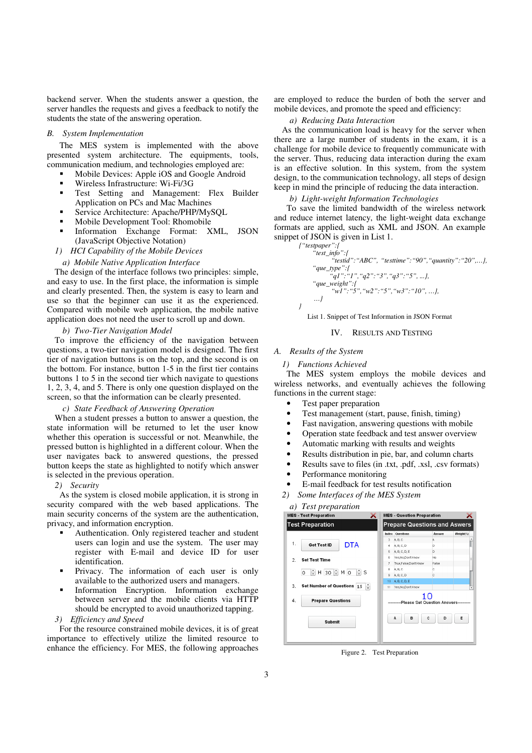backend server. When the students answer a question, the server handles the requests and gives a feedback to notify the students the state of the answering operation.

### B. System Implementation

The MES system is implemented with the above presented system architecture. The equipments, tools, communication medium, and technologies employed are:

- Mobile Devices: Apple iOS and Google Android
- Wireless Infrastructure: Wi-Fi/3G
- Test Setting and Management: Flex Builder Application on PCs and Mac Machines
- Service Architecture: Apache/PHP/MySQL
- Mobile Development Tool: Rhomobile
- Information Exchange Format: XML, JSON (JavaScript Objective Notation)

#### 1) HCI Capability of the Mobile Devices

*a) Mobile Native Application Interface*

The design of the interface follows two principles: simple, and easy to use. In the first place, the information is simple and clearly presented. Then, the system is easy to learn and use so that the beginner can use it as the experienced. Compared with mobile web application, the mobile native application does not need the user to scroll up and down.

*b) Two-Tier Navigation Model*

To improve the efficiency of the navigation between questions, a two-tier navigation model is designed. The first tier of navigation buttons is on the top, and the second is on the bottom. For instance, button 1-5 in the first tier contains buttons 1 to 5 in the second tier which navigate to questions 1, 2, 3, 4, and 5. There is only one question displayed on the screen, so that the information can be clearly presented.

*c) State Feedback of Answering Operation*

When a student presses a button to answer a question, the state information will be returned to let the user know whether this operation is successful or not. Meanwhile, the pressed button is highlighted in a different colour. When the user navigates back to answered questions, the pressed button keeps the state as highlighted to notify which answer is selected in the previous operation.

#### 2) Security

As the system is closed mobile application, it is strong in security compared with the web based applications. The main security concerns of the system are the authentication, privacy, and information encryption.

- Authentication. Only registered teacher and student users can login and use the system. The user may register with E-mail and device ID for user identification.
- Privacy. The information of each user is only available to the authorized users and managers.
- Information Encryption. Information exchange between server and the mobile clients via HTTP should be encrypted to avoid unauthorized tapping.

#### 3) Efficiency and Speed

For the resource constrained mobile devices, it is of great importance to effectively utilize the limited resource to enhance the efficiency. For MES, the following approaches are employed to reduce the burden of both the server and mobile devices, and promote the speed and efficiency:

*a) Reducing Data Interaction*

As the communication load is heavy for the server when there are a large number of students in the exam, it is a challenge for mobile device to frequently communicate with the server. Thus, reducing data interaction during the exam is an effective solution. In this system, from the system design, to the communication technology, all steps of design keep in mind the principle of reducing the data interaction.

*b) Light-weight Information Technologies*

To save the limited bandwidth of the wireless network and reduce internet latency, the light-weight data exchange formats are applied, such as XML and JSON. An example snippet of JSON is given in List 1.

```
{"testpaper":{
    "test_info":{
        "testid":"ABC", "testtime":"90","quantity":"20",…},
    "que_type":{
        "q1":"1","q2":"3","q3":"5", …},
    "que_weight":{
        "w1":"5","w2":"5","w3":"10", …},
    …}
}
```

List 1. Snippet of Test Information in JSON Format

## IV. Results and Testing

### A. Results of the System

#### 1) Functions Achieved

The MES system employs the mobile devices and wireless networks, and eventually achieves the following functions in the current stage:

- Test paper preparation
- Test management (start, pause, finish, timing)
- Fast navigation, answering questions with mobile
- Operation state feedback and test answer overview
- Automatic marking with results and weights
- Results distribution in pie, bar, and column charts
- Results save to files (in .txt, .pdf, .xsl, .csv formats)
- Performance monitoring
- E-mail feedback for test results notification

#### 2) Some Interfaces of the MES System

*a) Test preparation*

Figure 2. Test Preparation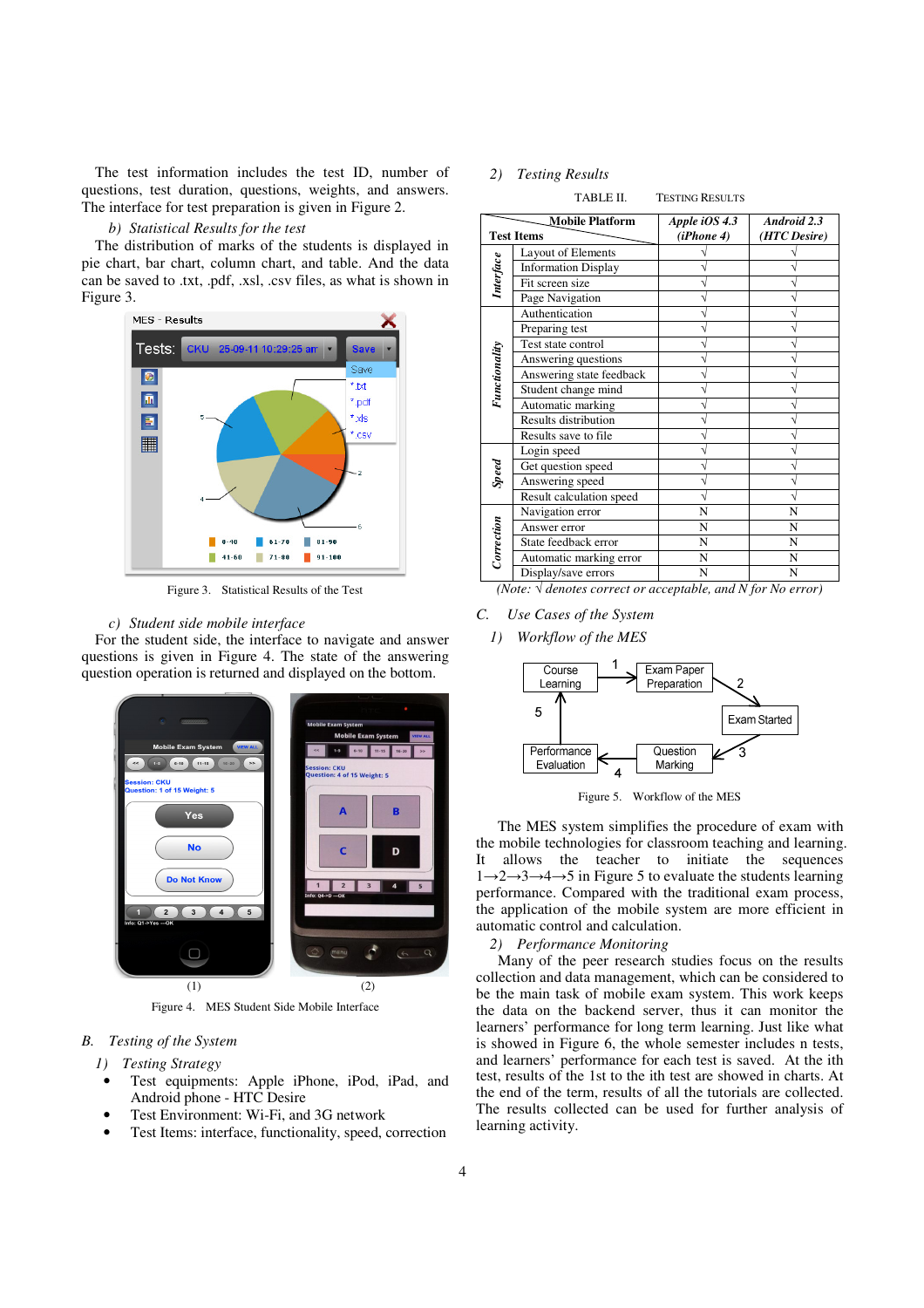The test information includes the test ID, number of questions, test duration, questions, weights, and answers. The interface for test preparation is given in Figure 2.

*b) Statistical Results for the test*

The distribution of marks of the students is displayed in pie chart, bar chart, column chart, and table. And the data can be saved to .txt, .pdf, .xsl, .csv files, as what is shown in Figure 3.

Figure 3. Statistical Results of the Test

*c) Student side mobile interface*

For the student side, the interface to navigate and answer questions is given in Figure 4. The state of the answering question operation is returned and displayed on the bottom.

Figure 4. MES Student Side Mobile Interface

## B. *Testing of the System*

*1) Testing Strategy*

- Test equipments: Apple iPhone, iPod, iPad, and Android phone - HTC Desire
- Test Environment: Wi-Fi, and 3G network
- Test Items: interface, functionality, speed, correction

*2) Testing Results*

TABLE II. TESTING RESULTS

| Test Items | | Apple iOS 4.3 (iPhone 4) | Android 2.3 (HTC Desire) |
|---|---|---|---|
| *Interface* | Layout of Elements | √ | √ |
| | Information Display | √ | √ |
| | Fit screen size | √ | √ |
| | Page Navigation | √ | √ |
| *Functionality* | Authentication | √ | √ |
| | Preparing test | √ | √ |
| | Test state control | √ | √ |
| | Answering questions | √ | √ |
| | Answering state feedback | √ | √ |
| | Student change mind | √ | √ |
| | Automatic marking | √ | √ |
| | Results distribution | √ | √ |
| | Results save to file | √ | √ |
| *Speed* | Login speed | √ | √ |
| | Get question speed | √ | √ |
| | Answering speed | √ | √ |
| | Result calculation speed | √ | √ |
| *Correction* | Navigation error | N | N |
| | Answer error | N | N |
| | State feedback error | N | N |
| | Automatic marking error | N | N |
| | Display/save errors | N | N |

*(Note: √ denotes correct or acceptable, and N for No error)*

## C. *Use Cases of the System*

*1) Workflow of the MES*

Figure 5. Workflow of the MES

The MES system simplifies the procedure of exam with the mobile technologies for classroom teaching and learning. It allows the teacher to initiate the sequences 1→2→3→4→5 in Figure 5 to evaluate the students learning performance. Compared with the traditional exam process, the application of the mobile system are more efficient in automatic control and calculation.

*2) Performance Monitoring*

Many of the peer research studies focus on the results collection and data management, which can be considered to be the main task of mobile exam system. This work keeps the data on the backend server, thus it can monitor the learners' performance for long term learning. Just like what is showed in Figure 6, the whole semester includes n tests, and learners' performance for each test is saved. At the ith test, results of the 1st to the ith test are showed in charts. At the end of the term, results of all the tutorials are collected. The results collected can be used for further analysis of learning activity.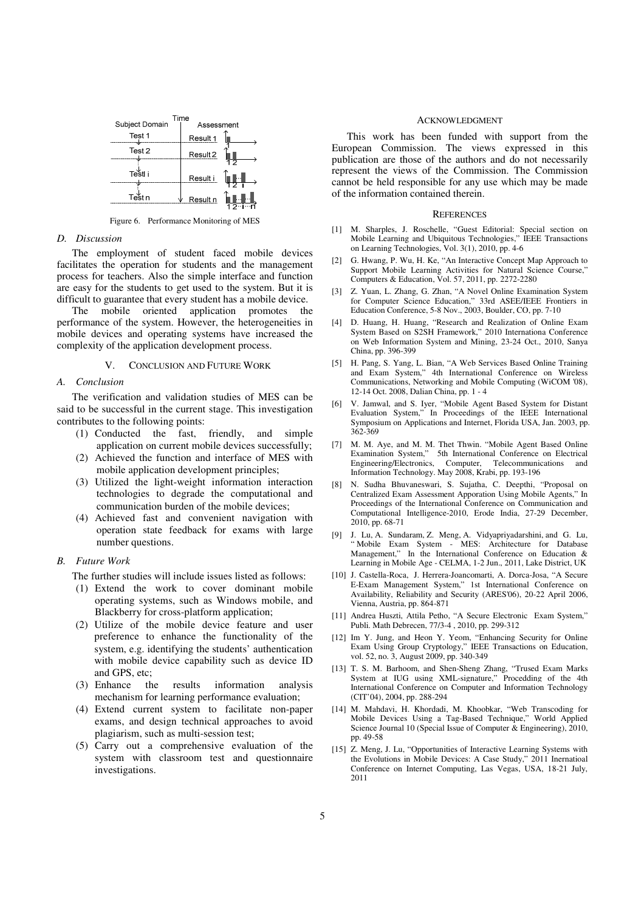Subject Domain

Time

Assessment

Test 1

Result 1

Test 2

Result 2

Testl i

Result i

Test n

Result n

Figure 6. Performance Monitoring of MES

### *D. Discussion*

The employment of student faced mobile devices facilitates the operation for students and the management process for teachers. Also the simple interface and function are easy for the students to get used to the system. But it is difficult to guarantee that every student has a mobile device.

The mobile oriented application promotes the performance of the system. However, the heterogeneities in mobile devices and operating systems have increased the complexity of the application development process.

## V. CONCLUSION AND FUTURE WORK

### *A. Conclusion*

The verification and validation studies of MES can be said to be successful in the current stage. This investigation contributes to the following points:

(1) Conducted the fast, friendly, and simple application on current mobile devices successfully;

(2) Achieved the function and interface of MES with mobile application development principles;

(3) Utilized the light-weight information interaction technologies to degrade the computational and communication burden of the mobile devices;

(4) Achieved fast and convenient navigation with operation state feedback for exams with large number questions.

### *B. Future Work*

The further studies will include issues listed as follows:

(1) Extend the work to cover dominant mobile operating systems, such as Windows mobile, and Blackberry for cross-platform application;

(2) Utilize of the mobile device feature and user preference to enhance the functionality of the system, e.g. identifying the students' authentication with mobile device capability such as device ID and GPS, etc;

(3) Enhance the results information analysis mechanism for learning performance evaluation;

(4) Extend current system to facilitate non-paper exams, and design technical approaches to avoid plagiarism, such as multi-session test;

(5) Carry out a comprehensive evaluation of the system with classroom test and questionnaire investigations.

## ACKNOWLEDGMENT

This work has been funded with support from the European Commission. The views expressed in this publication are those of the authors and do not necessarily represent the views of the Commission. The Commission cannot be held responsible for any use which may be made of the information contained therein.

## REFERENCES

[1] M. Sharples, J. Roschelle, "Guest Editorial: Special section on Mobile Learning and Ubiquitous Technologies," IEEE Transactions on Learning Technologies, Vol. 3(1), 2010, pp. 4-6

[2] G. Hwang, P. Wu, H. Ke, "An Interactive Concept Map Approach to Support Mobile Learning Activities for Natural Science Course," Computers & Education, Vol. 57, 2011, pp. 2272-2280

[3] Z. Yuan, L. Zhang, G. Zhan, "A Novel Online Examination System for Computer Science Education," 33rd ASEE/IEEE Frontiers in Education Conference, 5-8 Nov., 2003, Boulder, CO, pp. 7-10

[4] D. Huang, H. Huang, "Research and Realization of Online Exam System Based on S2SH Framework," 2010 Internationa Conference on Web Information System and Mining, 23-24 Oct., 2010, Sanya China, pp. 396-399

[5] H. Pang, S. Yang, L. Bian, "A Web Services Based Online Training and Exam System," 4th International Conference on Wireless Communications, Networking and Mobile Computing (WiCOM '08), 12-14 Oct. 2008, Dalian China, pp. 1 - 4

[6] V. Jamwal, and S. Iyer, "Mobile Agent Based System for Distant Evaluation System," In Proceedings of the IEEE International Symposium on Applications and Internet, Florida USA, Jan. 2003, pp. 362-369

[7] M. M. Aye, and M. M. Thet Thwin. "Mobile Agent Based Online Examination System," 5th International Conference on Electrical Engineering/Electronics, Computer, Telecommunications and Information Technology. May 2008, Krabi, pp. 193-196

[8] N. Sudha Bhuvaneswari, S. Sujatha, C. Deepthi, "Proposal on Centralized Exam Assessment Apporation Using Mobile Agents," In Proceedings of the International Conference on Communication and Computational Intelligence-2010, Erode India, 27-29 December, 2010, pp. 68-71

[9] J. Lu, A. Sundaram, Z. Meng, A. Vidyapriyadarshini, and G. Lu, " Mobile Exam System - MES: Architecture for Database Management," In the International Conference on Education & Learning in Mobile Age - CELMA, 1-2 Jun., 2011, Lake District, UK

[10] J. Castella-Roca, J. Herrera-Joancomarti, A. Dorca-Josa, "A Secure E-Exam Management System," 1st International Conference on Availability, Reliability and Security (ARES'06), 20-22 April 2006, Vienna, Austria, pp. 864-871

[11] Andrea Huszti, Attila Petho, "A Secure Electronic Exam System," Publi. Math Debrecen, 77/3-4 , 2010, pp. 299-312

[12] Im Y. Jung, and Heon Y. Yeom, "Enhancing Security for Online Exam Using Group Cryptology," IEEE Transactions on Education, vol. 52, no. 3, August 2009, pp. 340-349

[13] T. S. M. Barhoom, and Shen-Sheng Zhang, "Trused Exam Marks System at IUG using XML-signature," Procedding of the 4th International Conference on Computer and Information Technology (CIT'04), 2004, pp. 288-294

[14] M. Mahdavi, H. Khordadi, M. Khoobkar, "Web Transcoding for Mobile Devices Using a Tag-Based Technique," World Applied Science Journal 10 (Special Issue of Computer & Engineering), 2010, pp. 49-58

[15] Z. Meng, J. Lu, "Opportunities of Interactive Learning Systems with the Evolutions in Mobile Devices: A Case Study," 2011 Inernatioal Conference on Internet Computing, Las Vegas, USA, 18-21 July, 2011